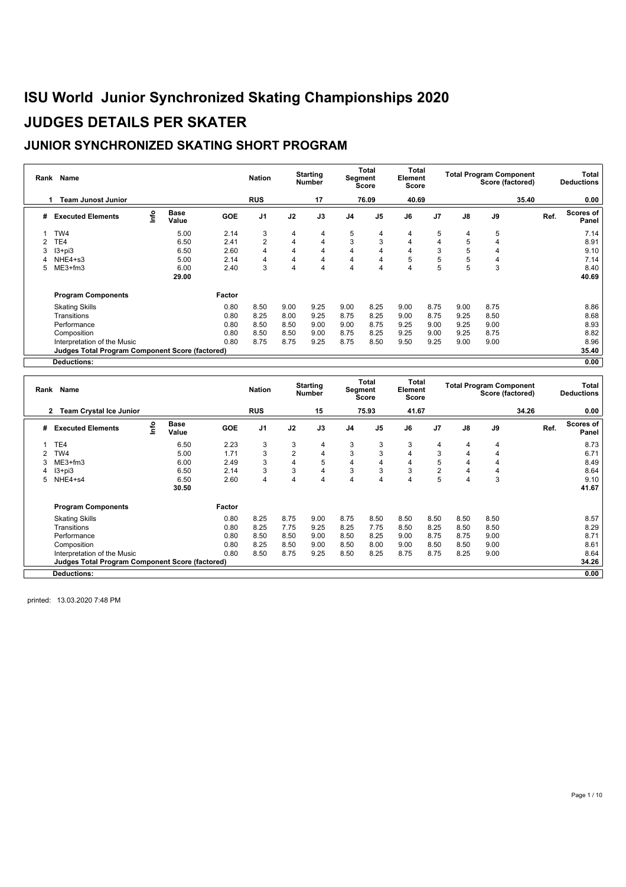# ISU World Junior Synchronized Skating Championships 2020

# JUDGES DETAILS PER SKATER

## JUNIOR SYNCHRONIZED SKATING SHORT PROGRAM

| Rank | Name | Nation | Starting Number | Total Segment Score | Total Element Score | Total Program Component Score (factored) | Total Deductions |
|---|---|---|---|---|---|---|---|
| 1 | Team Junost Junior | RUS | 17 | 76.09 | 40.69 | 35.40 | 0.00 |

| # | Executed Elements | Info | Base Value | GOE | J1 | J2 | J3 | J4 | J5 | J6 | J7 | J8 | J9 | Ref. | Scores of Panel |
|---|---|---|---|---|---|---|---|---|---|---|---|---|---|---|---|
| 1 | TW4 | | 5.00 | 2.14 | 3 | 4 | 4 | 5 | 4 | 4 | 5 | 4 | 5 | | 7.14 |
| 2 | TE4 | | 6.50 | 2.41 | 2 | 4 | 4 | 3 | 3 | 4 | 4 | 5 | 4 | | 8.91 |
| 3 | I3+pi3 | | 6.50 | 2.60 | 4 | 4 | 4 | 4 | 4 | 4 | 3 | 5 | 4 | | 9.10 |
| 4 | NHE4+s3 | | 5.00 | 2.14 | 4 | 4 | 4 | 4 | 4 | 5 | 5 | 5 | 4 | | 7.14 |
| 5 | ME3+fm3 | | 6.00 | 2.40 | 3 | 4 | 4 | 4 | 4 | 4 | 5 | 5 | 3 | | 8.40 |
| | | | 29.00 | | | | | | | | | | | | 40.69 |

| Program Components | Factor | J1 | J2 | J3 | J4 | J5 | J6 | J7 | J8 | J9 | Scores of Panel |
|---|---|---|---|---|---|---|---|---|---|---|---|
| Skating Skills | 0.80 | 8.50 | 9.00 | 9.25 | 9.00 | 8.25 | 9.00 | 8.75 | 9.00 | 8.75 | 8.86 |
| Transitions | 0.80 | 8.25 | 8.00 | 9.25 | 8.75 | 8.25 | 9.00 | 8.75 | 9.25 | 8.50 | 8.68 |
| Performance | 0.80 | 8.50 | 8.50 | 9.00 | 9.00 | 8.75 | 9.25 | 9.00 | 9.25 | 9.00 | 8.93 |
| Composition | 0.80 | 8.50 | 8.50 | 9.00 | 8.75 | 8.25 | 9.25 | 9.00 | 9.25 | 8.75 | 8.82 |
| Interpretation of the Music | 0.80 | 8.75 | 8.75 | 9.25 | 8.75 | 8.50 | 9.50 | 9.25 | 9.00 | 9.00 | 8.96 |
| **Judges Total Program Component Score (factored)** | | | | | | | | | | | 35.40 |
| **Deductions:** | | | | | | | | | | | 0.00 |

| Rank | Name | Nation | Starting Number | Total Segment Score | Total Element Score | Total Program Component Score (factored) | Total Deductions |
|---|---|---|---|---|---|---|---|
| 2 | Team Crystal Ice Junior | RUS | 15 | 75.93 | 41.67 | 34.26 | 0.00 |

| # | Executed Elements | Info | Base Value | GOE | J1 | J2 | J3 | J4 | J5 | J6 | J7 | J8 | J9 | Ref. | Scores of Panel |
|---|---|---|---|---|---|---|---|---|---|---|---|---|---|---|---|
| 1 | TE4 | | 6.50 | 2.23 | 3 | 3 | 4 | 3 | 3 | 3 | 4 | 4 | 4 | | 8.73 |
| 2 | TW4 | | 5.00 | 1.71 | 3 | 2 | 4 | 3 | 3 | 4 | 3 | 4 | 4 | | 6.71 |
| 3 | ME3+fm3 | | 6.00 | 2.49 | 3 | 4 | 5 | 4 | 4 | 4 | 5 | 4 | 4 | | 8.49 |
| 4 | I3+pi3 | | 6.50 | 2.14 | 3 | 3 | 4 | 3 | 3 | 3 | 2 | 4 | 4 | | 8.64 |
| 5 | NHE4+s4 | | 6.50 | 2.60 | 4 | 4 | 4 | 4 | 4 | 4 | 5 | 4 | 3 | | 9.10 |
| | | | 30.50 | | | | | | | | | | | | 41.67 |

| Program Components | Factor | J1 | J2 | J3 | J4 | J5 | J6 | J7 | J8 | J9 | Scores of Panel |
|---|---|---|---|---|---|---|---|---|---|---|---|
| Skating Skills | 0.80 | 8.25 | 8.75 | 9.00 | 8.75 | 8.50 | 8.50 | 8.50 | 8.50 | 8.50 | 8.57 |
| Transitions | 0.80 | 8.25 | 7.75 | 9.25 | 8.25 | 7.75 | 8.50 | 8.25 | 8.50 | 8.50 | 8.29 |
| Performance | 0.80 | 8.50 | 8.50 | 9.00 | 8.50 | 8.25 | 9.00 | 8.75 | 8.75 | 9.00 | 8.71 |
| Composition | 0.80 | 8.25 | 8.50 | 9.00 | 8.50 | 8.00 | 9.00 | 8.50 | 8.50 | 9.00 | 8.61 |
| Interpretation of the Music | 0.80 | 8.50 | 8.75 | 9.25 | 8.50 | 8.25 | 8.75 | 8.75 | 8.25 | 9.00 | 8.64 |
| **Judges Total Program Component Score (factored)** | | | | | | | | | | | 34.26 |
| **Deductions:** | | | | | | | | | | | 0.00 |

printed: 13.03.2020 7:48 PM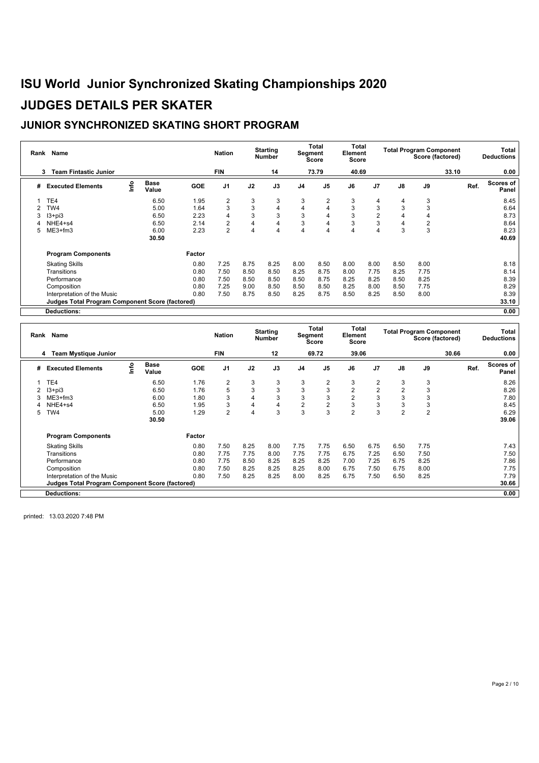# ISU World Junior Synchronized Skating Championships 2020

# JUDGES DETAILS PER SKATER

## JUNIOR SYNCHRONIZED SKATING SHORT PROGRAM

| Rank | Name | Nation | Starting Number | Total Segment Score | Total Element Score | Total Program Component Score (factored) | Total Deductions |
|---|---|---|---|---|---|---|---|
| 3 | Team Fintastic Junior | FIN | 14 | 73.79 | 40.69 | 33.10 | 0.00 |

| # | Executed Elements | Info | Base Value | GOE | J1 | J2 | J3 | J4 | J5 | J6 | J7 | J8 | J9 | Ref. | Scores of Panel |
|---|---|---|---|---|---|---|---|---|---|---|---|---|---|---|---|
| 1 | TE4 | | 6.50 | 1.95 | 2 | 3 | 3 | 3 | 2 | 3 | 4 | 4 | 3 | | 8.45 |
| 2 | TW4 | | 5.00 | 1.64 | 3 | 3 | 4 | 4 | 4 | 3 | 3 | 3 | 3 | | 6.64 |
| 3 | I3+pi3 | | 6.50 | 2.23 | 4 | 3 | 3 | 3 | 4 | 3 | 2 | 4 | 4 | | 8.73 |
| 4 | NHE4+s4 | | 6.50 | 2.14 | 2 | 4 | 4 | 3 | 4 | 3 | 3 | 4 | 2 | | 8.64 |
| 5 | ME3+fm3 | | 6.00 | 2.23 | 2 | 4 | 4 | 4 | 4 | 4 | 4 | 3 | 3 | | 8.23 |
| | | | 30.50 | | | | | | | | | | | | 40.69 |

| Program Components | Factor | J1 | J2 | J3 | J4 | J5 | J6 | J7 | J8 | J9 | Ref. | Scores of Panel |
|---|---|---|---|---|---|---|---|---|---|---|---|---|
| Skating Skills | 0.80 | 7.25 | 8.75 | 8.25 | 8.00 | 8.50 | 8.00 | 8.00 | 8.50 | 8.00 | | 8.18 |
| Transitions | 0.80 | 7.50 | 8.50 | 8.50 | 8.25 | 8.75 | 8.00 | 7.75 | 8.25 | 7.75 | | 8.14 |
| Performance | 0.80 | 7.50 | 8.50 | 8.50 | 8.50 | 8.75 | 8.25 | 8.25 | 8.50 | 8.25 | | 8.39 |
| Composition | 0.80 | 7.25 | 9.00 | 8.50 | 8.50 | 8.50 | 8.25 | 8.00 | 8.50 | 7.75 | | 8.29 |
| Interpretation of the Music | 0.80 | 7.50 | 8.75 | 8.50 | 8.25 | 8.75 | 8.50 | 8.25 | 8.50 | 8.00 | | 8.39 |
| **Judges Total Program Component Score (factored)** | | | | | | | | | | | | 33.10 |
| **Deductions:** | | | | | | | | | | | | 0.00 |

| Rank | Name | Nation | Starting Number | Total Segment Score | Total Element Score | Total Program Component Score (factored) | Total Deductions |
|---|---|---|---|---|---|---|---|
| 4 | Team Mystique Junior | FIN | 12 | 69.72 | 39.06 | 30.66 | 0.00 |

| # | Executed Elements | Info | Base Value | GOE | J1 | J2 | J3 | J4 | J5 | J6 | J7 | J8 | J9 | Ref. | Scores of Panel |
|---|---|---|---|---|---|---|---|---|---|---|---|---|---|---|---|
| 1 | TE4 | | 6.50 | 1.76 | 2 | 3 | 3 | 3 | 2 | 3 | 2 | 3 | 3 | | 8.26 |
| 2 | I3+pi3 | | 6.50 | 1.76 | 5 | 3 | 3 | 3 | 3 | 2 | 2 | 2 | 3 | | 8.26 |
| 3 | ME3+fm3 | | 6.00 | 1.80 | 3 | 4 | 3 | 3 | 3 | 2 | 3 | 3 | 3 | | 7.80 |
| 4 | NHE4+s4 | | 6.50 | 1.95 | 3 | 4 | 4 | 2 | 2 | 3 | 3 | 3 | 3 | | 8.45 |
| 5 | TW4 | | 5.00 | 1.29 | 2 | 4 | 3 | 3 | 3 | 2 | 3 | 2 | 2 | | 6.29 |
| | | | 30.50 | | | | | | | | | | | | 39.06 |

| Program Components | Factor | J1 | J2 | J3 | J4 | J5 | J6 | J7 | J8 | J9 | Ref. | Scores of Panel |
|---|---|---|---|---|---|---|---|---|---|---|---|---|
| Skating Skills | 0.80 | 7.50 | 8.25 | 8.00 | 7.75 | 7.75 | 6.50 | 6.75 | 6.50 | 7.75 | | 7.43 |
| Transitions | 0.80 | 7.75 | 7.75 | 8.00 | 7.75 | 7.75 | 6.75 | 7.25 | 6.50 | 7.50 | | 7.50 |
| Performance | 0.80 | 7.75 | 8.50 | 8.25 | 8.25 | 8.25 | 7.00 | 7.25 | 6.75 | 8.25 | | 7.86 |
| Composition | 0.80 | 7.50 | 8.25 | 8.25 | 8.25 | 8.00 | 6.75 | 7.50 | 6.75 | 8.00 | | 7.75 |
| Interpretation of the Music | 0.80 | 7.50 | 8.25 | 8.25 | 8.00 | 8.25 | 6.75 | 7.50 | 6.50 | 8.25 | | 7.79 |
| **Judges Total Program Component Score (factored)** | | | | | | | | | | | | 30.66 |
| **Deductions:** | | | | | | | | | | | | 0.00 |

printed: 13.03.2020 7:48 PM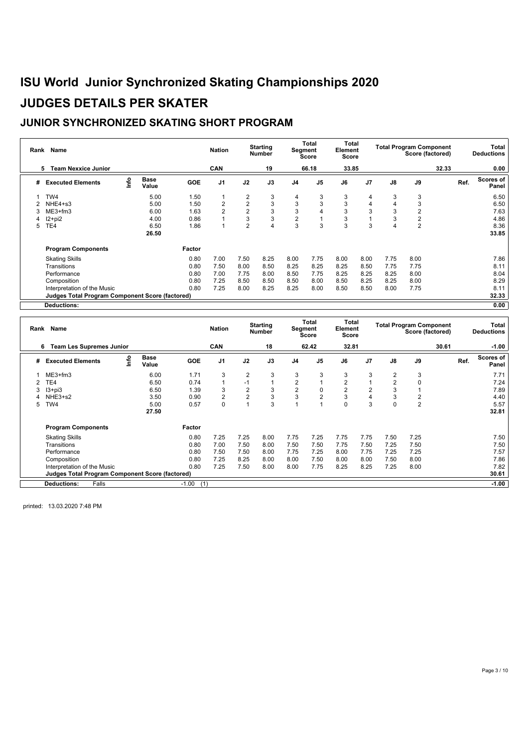# ISU World Junior Synchronized Skating Championships 2020

# JUDGES DETAILS PER SKATER

## JUNIOR SYNCHRONIZED SKATING SHORT PROGRAM

| Rank | Name | Nation | Starting Number | Total Segment Score | Total Element Score | Total Program Component Score (factored) | Total Deductions |
|---|---|---|---|---|---|---|---|
| 5 | Team Nexxice Junior | CAN | 19 | 66.18 | 33.85 | 32.33 | 0.00 |

| # | Executed Elements | Info | Base Value | GOE | J1 | J2 | J3 | J4 | J5 | J6 | J7 | J8 | J9 | Ref. | Scores of Panel |
|---|---|---|---|---|---|---|---|---|---|---|---|---|---|---|---|
| 1 | TW4 | | 5.00 | 1.50 | 1 | 2 | 3 | 4 | 3 | 3 | 4 | 3 | 3 | | 6.50 |
| 2 | NHE4+s3 | | 5.00 | 1.50 | 2 | 2 | 3 | 3 | 3 | 3 | 4 | 4 | 3 | | 6.50 |
| 3 | ME3+fm3 | | 6.00 | 1.63 | 2 | 2 | 3 | 3 | 4 | 3 | 3 | 3 | 2 | | 7.63 |
| 4 | I2+pi2 | | 4.00 | 0.86 | 1 | 3 | 3 | 2 | 1 | 3 | 1 | 3 | 2 | | 4.86 |
| 5 | TE4 | | 6.50 | 1.86 | 1 | 2 | 4 | 3 | 3 | 3 | 3 | 4 | 2 | | 8.36 |
| | | | 26.50 | | | | | | | | | | | | 33.85 |

| Program Components | Factor | J1 | J2 | J3 | J4 | J5 | J6 | J7 | J8 | J9 | Scores of Panel |
|---|---|---|---|---|---|---|---|---|---|---|---|
| Skating Skills | 0.80 | 7.00 | 7.50 | 8.25 | 8.00 | 7.75 | 8.00 | 8.00 | 7.75 | 8.00 | 7.86 |
| Transitions | 0.80 | 7.50 | 8.00 | 8.50 | 8.25 | 8.25 | 8.25 | 8.50 | 7.75 | 7.75 | 8.11 |
| Performance | 0.80 | 7.00 | 7.75 | 8.00 | 8.50 | 7.75 | 8.25 | 8.25 | 8.25 | 8.00 | 8.04 |
| Composition | 0.80 | 7.25 | 8.50 | 8.50 | 8.50 | 8.00 | 8.50 | 8.25 | 8.25 | 8.00 | 8.29 |
| Interpretation of the Music | 0.80 | 7.25 | 8.00 | 8.25 | 8.25 | 8.00 | 8.50 | 8.50 | 8.00 | 7.75 | 8.11 |
| **Judges Total Program Component Score (factored)** | | | | | | | | | | | 32.33 |
| **Deductions:** | | | | | | | | | | | 0.00 |

| Rank | Name | Nation | Starting Number | Total Segment Score | Total Element Score | Total Program Component Score (factored) | Total Deductions |
|---|---|---|---|---|---|---|---|
| 6 | Team Les Supremes Junior | CAN | 18 | 62.42 | 32.81 | 30.61 | -1.00 |

| # | Executed Elements | Info | Base Value | GOE | J1 | J2 | J3 | J4 | J5 | J6 | J7 | J8 | J9 | Ref. | Scores of Panel |
|---|---|---|---|---|---|---|---|---|---|---|---|---|---|---|---|
| 1 | ME3+fm3 | | 6.00 | 1.71 | 3 | 2 | 3 | 3 | 3 | 3 | 3 | 2 | 3 | | 7.71 |
| 2 | TE4 | | 6.50 | 0.74 | 1 | -1 | 1 | 2 | 1 | 2 | 1 | 2 | 0 | | 7.24 |
| 3 | I3+pi3 | | 6.50 | 1.39 | 3 | 2 | 3 | 2 | 0 | 2 | 2 | 3 | 1 | | 7.89 |
| 4 | NHE3+s2 | | 3.50 | 0.90 | 2 | 2 | 3 | 3 | 2 | 3 | 4 | 3 | 2 | | 4.40 |
| 5 | TW4 | | 5.00 | 0.57 | 0 | 1 | 3 | 1 | 1 | 0 | 3 | 0 | 2 | | 5.57 |
| | | | 27.50 | | | | | | | | | | | | 32.81 |

| Program Components | Factor | J1 | J2 | J3 | J4 | J5 | J6 | J7 | J8 | J9 | Scores of Panel |
|---|---|---|---|---|---|---|---|---|---|---|---|
| Skating Skills | 0.80 | 7.25 | 7.25 | 8.00 | 7.75 | 7.25 | 7.75 | 7.75 | 7.50 | 7.25 | 7.50 |
| Transitions | 0.80 | 7.00 | 7.50 | 8.00 | 7.50 | 7.50 | 7.75 | 7.50 | 7.25 | 7.50 | 7.50 |
| Performance | 0.80 | 7.50 | 7.50 | 8.00 | 7.75 | 7.25 | 8.00 | 7.75 | 7.25 | 7.25 | 7.57 |
| Composition | 0.80 | 7.25 | 8.25 | 8.00 | 8.00 | 7.50 | 8.00 | 8.00 | 7.50 | 8.00 | 7.86 |
| Interpretation of the Music | 0.80 | 7.25 | 7.50 | 8.00 | 8.00 | 7.75 | 8.25 | 8.25 | 7.25 | 8.00 | 7.82 |
| **Judges Total Program Component Score (factored)** | | | | | | | | | | | 30.61 |
| **Deductions:** Falls | -1.00 (1) | | | | | | | | | | -1.00 |

printed: 13.03.2020 7:48 PM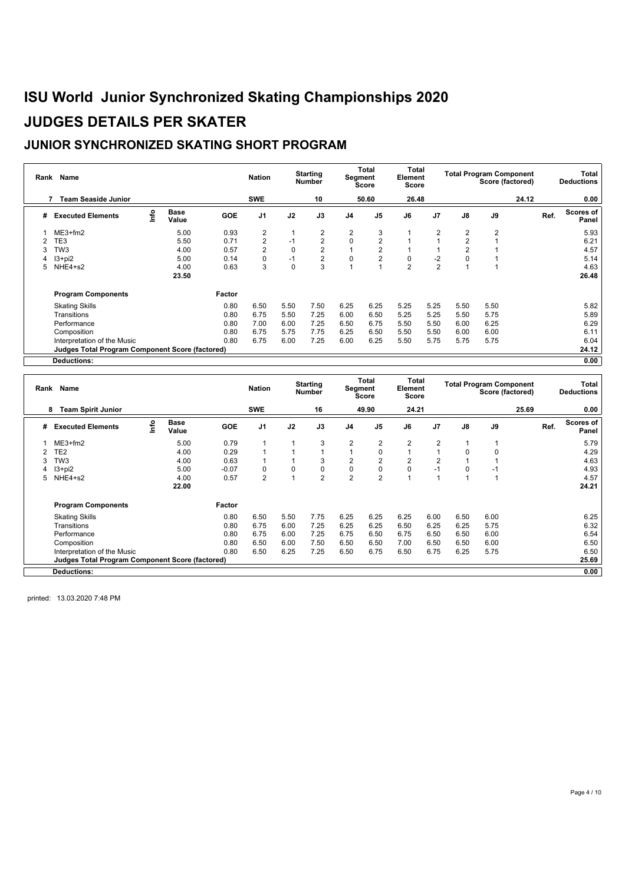# ISU World Junior Synchronized Skating Championships 2020

# JUDGES DETAILS PER SKATER

## JUNIOR SYNCHRONIZED SKATING SHORT PROGRAM

| Rank | Name | Nation | Starting Number | Total Segment Score | Total Element Score | Total Program Component Score (factored) | Total Deductions |
|---|---|---|---|---|---|---|---|
| 7 | Team Seaside Junior | SWE | 10 | 50.60 | 26.48 | 24.12 | 0.00 |

| # | Executed Elements | Info | Base Value | GOE | J1 | J2 | J3 | J4 | J5 | J6 | J7 | J8 | J9 | Ref. | Scores of Panel |
|---|---|---|---|---|---|---|---|---|---|---|---|---|---|---|---|
| 1 | ME3+fm2 | | 5.00 | 0.93 | 2 | 1 | 2 | 2 | 3 | 1 | 2 | 2 | 2 | | 5.93 |
| 2 | TE3 | | 5.50 | 0.71 | 2 | -1 | 2 | 0 | 2 | 1 | 1 | 2 | 1 | | 6.21 |
| 3 | TW3 | | 4.00 | 0.57 | 2 | 0 | 2 | 1 | 2 | 1 | 1 | 2 | 1 | | 4.57 |
| 4 | I3+pi2 | | 5.00 | 0.14 | 0 | -1 | 2 | 0 | 2 | 0 | -2 | 0 | 1 | | 5.14 |
| 5 | NHE4+s2 | | 4.00 | 0.63 | 3 | 0 | 3 | 1 | 1 | 2 | 2 | 1 | 1 | | 4.63 |
| | | | 23.50 | | | | | | | | | | | | 26.48 |

| Program Components | Factor | J1 | J2 | J3 | J4 | J5 | J6 | J7 | J8 | J9 | Scores of Panel |
|---|---|---|---|---|---|---|---|---|---|---|---|
| Skating Skills | 0.80 | 6.50 | 5.50 | 7.50 | 6.25 | 6.25 | 5.25 | 5.25 | 5.50 | 5.50 | 5.82 |
| Transitions | 0.80 | 6.75 | 5.50 | 7.25 | 6.00 | 6.50 | 5.25 | 5.25 | 5.50 | 5.75 | 5.89 |
| Performance | 0.80 | 7.00 | 6.00 | 7.25 | 6.50 | 6.75 | 5.50 | 5.50 | 6.00 | 6.25 | 6.29 |
| Composition | 0.80 | 6.75 | 5.75 | 7.75 | 6.25 | 6.50 | 5.50 | 5.50 | 6.00 | 6.00 | 6.11 |
| Interpretation of the Music | 0.80 | 6.75 | 6.00 | 7.25 | 6.00 | 6.25 | 5.50 | 5.75 | 5.75 | 5.75 | 6.04 |
| **Judges Total Program Component Score (factored)** | | | | | | | | | | | 24.12 |
| **Deductions:** | | | | | | | | | | | 0.00 |

| Rank | Name | Nation | Starting Number | Total Segment Score | Total Element Score | Total Program Component Score (factored) | Total Deductions |
|---|---|---|---|---|---|---|---|
| 8 | Team Spirit Junior | SWE | 16 | 49.90 | 24.21 | 25.69 | 0.00 |

| # | Executed Elements | Info | Base Value | GOE | J1 | J2 | J3 | J4 | J5 | J6 | J7 | J8 | J9 | Ref. | Scores of Panel |
|---|---|---|---|---|---|---|---|---|---|---|---|---|---|---|---|
| 1 | ME3+fm2 | | 5.00 | 0.79 | 1 | 1 | 3 | 2 | 2 | 2 | 2 | 1 | 1 | | 5.79 |
| 2 | TE2 | | 4.00 | 0.29 | 1 | 1 | 1 | 1 | 0 | 1 | 1 | 0 | 0 | | 4.29 |
| 3 | TW3 | | 4.00 | 0.63 | 1 | 1 | 3 | 2 | 2 | 2 | 2 | 1 | 1 | | 4.63 |
| 4 | I3+pi2 | | 5.00 | -0.07 | 0 | 0 | 0 | 0 | 0 | 0 | -1 | 0 | -1 | | 4.93 |
| 5 | NHE4+s2 | | 4.00 | 0.57 | 2 | 1 | 2 | 2 | 2 | 1 | 1 | 1 | 1 | | 4.57 |
| | | | 22.00 | | | | | | | | | | | | 24.21 |

| Program Components | Factor | J1 | J2 | J3 | J4 | J5 | J6 | J7 | J8 | J9 | Scores of Panel |
|---|---|---|---|---|---|---|---|---|---|---|---|
| Skating Skills | 0.80 | 6.50 | 5.50 | 7.75 | 6.25 | 6.25 | 6.25 | 6.00 | 6.50 | 6.00 | 6.25 |
| Transitions | 0.80 | 6.75 | 6.00 | 7.25 | 6.25 | 6.25 | 6.50 | 6.25 | 6.25 | 5.75 | 6.32 |
| Performance | 0.80 | 6.75 | 6.00 | 7.25 | 6.75 | 6.50 | 6.75 | 6.50 | 6.50 | 6.00 | 6.54 |
| Composition | 0.80 | 6.50 | 6.00 | 7.50 | 6.50 | 6.50 | 7.00 | 6.50 | 6.50 | 6.00 | 6.50 |
| Interpretation of the Music | 0.80 | 6.50 | 6.25 | 7.25 | 6.50 | 6.75 | 6.50 | 6.75 | 6.25 | 5.75 | 6.50 |
| **Judges Total Program Component Score (factored)** | | | | | | | | | | | 25.69 |
| **Deductions:** | | | | | | | | | | | 0.00 |

printed: 13.03.2020 7:48 PM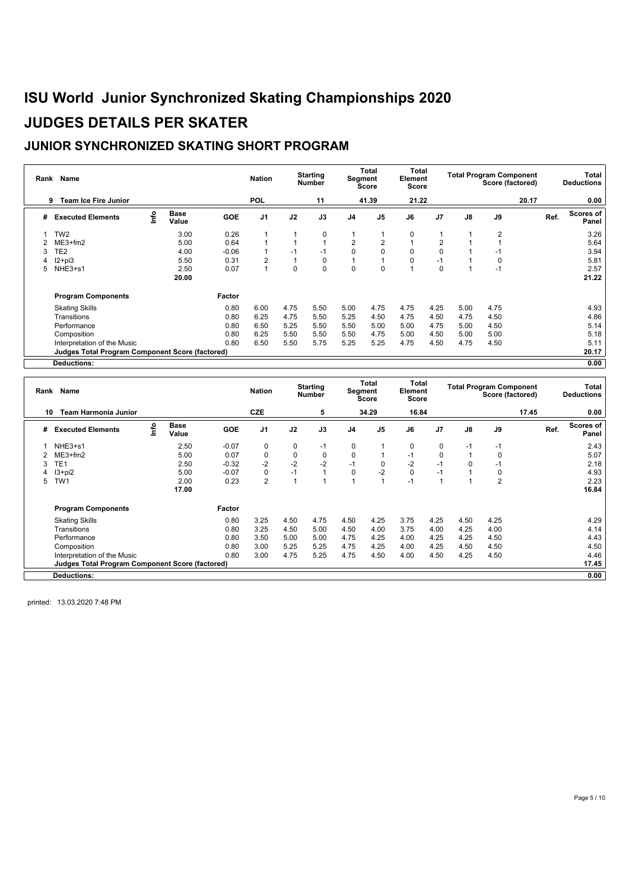# ISU World Junior Synchronized Skating Championships 2020

# JUDGES DETAILS PER SKATER

## JUNIOR SYNCHRONIZED SKATING SHORT PROGRAM

| Rank | Name | Nation | Starting Number | Total Segment Score | Total Element Score | Total Program Component Score (factored) | Total Deductions |
|---|---|---|---|---|---|---|---|
| 9 | Team Ice Fire Junior | POL | 11 | 41.39 | 21.22 | 20.17 | 0.00 |

| # | Executed Elements | Info | Base Value | GOE | J1 | J2 | J3 | J4 | J5 | J6 | J7 | J8 | J9 | Ref. | Scores of Panel |
|---|---|---|---|---|---|---|---|---|---|---|---|---|---|---|---|
| 1 | TW2 | | 3.00 | 0.26 | 1 | 1 | 0 | 1 | 1 | 0 | 1 | 1 | 2 | | 3.26 |
| 2 | ME3+fm2 | | 5.00 | 0.64 | 1 | 1 | 1 | 2 | 2 | 1 | 2 | 1 | 1 | | 5.64 |
| 3 | TE2 | | 4.00 | -0.06 | 1 | -1 | -1 | 0 | 0 | 0 | 0 | 1 | -1 | | 3.94 |
| 4 | I2+pi3 | | 5.50 | 0.31 | 2 | 1 | 0 | 1 | 1 | 0 | -1 | 1 | 0 | | 5.81 |
| 5 | NHE3+s1 | | 2.50 | 0.07 | 1 | 0 | 0 | 0 | 0 | 1 | 0 | 1 | -1 | | 2.57 |
| | | | 20.00 | | | | | | | | | | | | 21.22 |

| Program Components | Factor | J1 | J2 | J3 | J4 | J5 | J6 | J7 | J8 | J9 | Scores of Panel |
|---|---|---|---|---|---|---|---|---|---|---|---|
| Skating Skills | 0.80 | 6.00 | 4.75 | 5.50 | 5.00 | 4.75 | 4.75 | 4.25 | 5.00 | 4.75 | 4.93 |
| Transitions | 0.80 | 6.25 | 4.75 | 5.50 | 5.25 | 4.50 | 4.75 | 4.50 | 4.75 | 4.50 | 4.86 |
| Performance | 0.80 | 6.50 | 5.25 | 5.50 | 5.50 | 5.00 | 5.00 | 4.75 | 5.00 | 4.50 | 5.14 |
| Composition | 0.80 | 6.25 | 5.50 | 5.50 | 5.50 | 4.75 | 5.00 | 4.50 | 5.00 | 5.00 | 5.18 |
| Interpretation of the Music | 0.80 | 6.50 | 5.50 | 5.75 | 5.25 | 5.25 | 4.75 | 4.50 | 4.75 | 4.50 | 5.11 |
| **Judges Total Program Component Score (factored)** | | | | | | | | | | | **20.17** |
| **Deductions:** | | | | | | | | | | | **0.00** |

| Rank | Name | Nation | Starting Number | Total Segment Score | Total Element Score | Total Program Component Score (factored) | Total Deductions |
|---|---|---|---|---|---|---|---|
| 10 | Team Harmonia Junior | CZE | 5 | 34.29 | 16.84 | 17.45 | 0.00 |

| # | Executed Elements | Info | Base Value | GOE | J1 | J2 | J3 | J4 | J5 | J6 | J7 | J8 | J9 | Ref. | Scores of Panel |
|---|---|---|---|---|---|---|---|---|---|---|---|---|---|---|---|
| 1 | NHE3+s1 | | 2.50 | -0.07 | 0 | 0 | -1 | 0 | 1 | 0 | 0 | -1 | -1 | | 2.43 |
| 2 | ME3+fm2 | | 5.00 | 0.07 | 0 | 0 | 0 | 0 | 1 | -1 | 0 | 1 | 0 | | 5.07 |
| 3 | TE1 | | 2.50 | -0.32 | -2 | -2 | -2 | -1 | 0 | -2 | -1 | 0 | -1 | | 2.18 |
| 4 | I3+pi2 | | 5.00 | -0.07 | 0 | -1 | 1 | 0 | -2 | 0 | -1 | 1 | 0 | | 4.93 |
| 5 | TW1 | | 2.00 | 0.23 | 2 | 1 | 1 | 1 | 1 | -1 | 1 | 1 | 2 | | 2.23 |
| | | | 17.00 | | | | | | | | | | | | 16.84 |

| Program Components | Factor | J1 | J2 | J3 | J4 | J5 | J6 | J7 | J8 | J9 | Scores of Panel |
|---|---|---|---|---|---|---|---|---|---|---|---|
| Skating Skills | 0.80 | 3.25 | 4.50 | 4.75 | 4.50 | 4.25 | 3.75 | 4.25 | 4.50 | 4.25 | 4.29 |
| Transitions | 0.80 | 3.25 | 4.50 | 5.00 | 4.50 | 4.00 | 3.75 | 4.00 | 4.25 | 4.00 | 4.14 |
| Performance | 0.80 | 3.50 | 5.00 | 5.00 | 4.75 | 4.25 | 4.00 | 4.25 | 4.25 | 4.50 | 4.43 |
| Composition | 0.80 | 3.00 | 5.25 | 5.25 | 4.75 | 4.25 | 4.00 | 4.25 | 4.50 | 4.50 | 4.50 |
| Interpretation of the Music | 0.80 | 3.00 | 4.75 | 5.25 | 4.75 | 4.50 | 4.00 | 4.50 | 4.25 | 4.50 | 4.46 |
| **Judges Total Program Component Score (factored)** | | | | | | | | | | | **17.45** |
| **Deductions:** | | | | | | | | | | | **0.00** |

printed: 13.03.2020 7:48 PM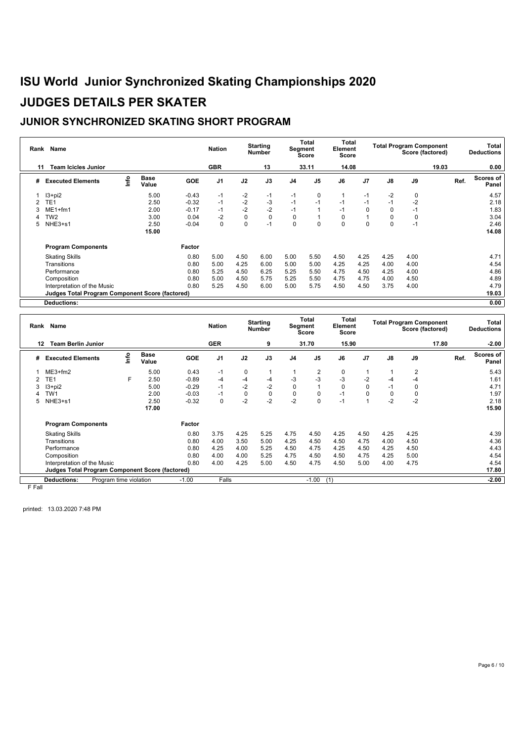# ISU World Junior Synchronized Skating Championships 2020

# JUDGES DETAILS PER SKATER

## JUNIOR SYNCHRONIZED SKATING SHORT PROGRAM

| Rank | Name | Nation | Starting Number | Total Segment Score | Total Element Score | Total Program Component Score (factored) | Total Deductions |
|---|---|---|---|---|---|---|---|
| 11 | Team Icicles Junior | GBR | 13 | 33.11 | 14.08 | 19.03 | 0.00 |

| # | Executed Elements | Info | Base Value | GOE | J1 | J2 | J3 | J4 | J5 | J6 | J7 | J8 | J9 | Ref. | Scores of Panel |
|---|---|---|---|---|---|---|---|---|---|---|---|---|---|---|---|
| 1 | I3+pi2 | | 5.00 | -0.43 | -1 | -2 | -1 | -1 | 0 | 1 | -1 | -2 | 0 | | 4.57 |
| 2 | TE1 | | 2.50 | -0.32 | -1 | -2 | -3 | -1 | -1 | -1 | -1 | -1 | -2 | | 2.18 |
| 3 | ME1+fm1 | | 2.00 | -0.17 | -1 | -2 | -2 | -1 | 1 | -1 | 0 | 0 | -1 | | 1.83 |
| 4 | TW2 | | 3.00 | 0.04 | -2 | 0 | 0 | 0 | 1 | 0 | 1 | 0 | 0 | | 3.04 |
| 5 | NHE3+s1 | | 2.50 | -0.04 | 0 | 0 | -1 | 0 | 0 | 0 | 0 | 0 | -1 | | 2.46 |
| | | | 15.00 | | | | | | | | | | | | 14.08 |

| Program Components | Factor | J1 | J2 | J3 | J4 | J5 | J6 | J7 | J8 | J9 | Scores of Panel |
|---|---|---|---|---|---|---|---|---|---|---|---|
| Skating Skills | 0.80 | 5.00 | 4.50 | 6.00 | 5.00 | 5.50 | 4.50 | 4.25 | 4.25 | 4.00 | 4.71 |
| Transitions | 0.80 | 5.00 | 4.25 | 6.00 | 5.00 | 5.00 | 4.25 | 4.25 | 4.00 | 4.00 | 4.54 |
| Performance | 0.80 | 5.25 | 4.50 | 6.25 | 5.25 | 5.50 | 4.75 | 4.50 | 4.25 | 4.00 | 4.86 |
| Composition | 0.80 | 5.00 | 4.50 | 5.75 | 5.25 | 5.50 | 4.75 | 4.75 | 4.00 | 4.50 | 4.89 |
| Interpretation of the Music | 0.80 | 5.25 | 4.50 | 6.00 | 5.00 | 5.75 | 4.50 | 4.50 | 3.75 | 4.00 | 4.79 |
| Judges Total Program Component Score (factored) | | | | | | | | | | | 19.03 |
| Deductions: | | | | | | | | | | | 0.00 |

| Rank | Name | Nation | Starting Number | Total Segment Score | Total Element Score | Total Program Component Score (factored) | Total Deductions |
|---|---|---|---|---|---|---|---|
| 12 | Team Berlin Junior | GER | 9 | 31.70 | 15.90 | 17.80 | -2.00 |

| # | Executed Elements | Info | Base Value | GOE | J1 | J2 | J3 | J4 | J5 | J6 | J7 | J8 | J9 | Ref. | Scores of Panel |
|---|---|---|---|---|---|---|---|---|---|---|---|---|---|---|---|
| 1 | ME3+fm2 | | 5.00 | 0.43 | -1 | 0 | 1 | 1 | 2 | 0 | 1 | 1 | 2 | | 5.43 |
| 2 | TE1 | F | 2.50 | -0.89 | -4 | -4 | -4 | -3 | -3 | -3 | -2 | -4 | -4 | | 1.61 |
| 3 | I3+pi2 | | 5.00 | -0.29 | -1 | -2 | -2 | 0 | 1 | 0 | 0 | -1 | 0 | | 4.71 |
| 4 | TW1 | | 2.00 | -0.03 | -1 | 0 | 0 | 0 | 0 | -1 | 0 | 0 | 0 | | 1.97 |
| 5 | NHE3+s1 | | 2.50 | -0.32 | 0 | -2 | -2 | -2 | 0 | -1 | 1 | -2 | -2 | | 2.18 |
| | | | 17.00 | | | | | | | | | | | | 15.90 |

| Program Components | Factor | J1 | J2 | J3 | J4 | J5 | J6 | J7 | J8 | J9 | Scores of Panel |
|---|---|---|---|---|---|---|---|---|---|---|---|
| Skating Skills | 0.80 | 3.75 | 4.25 | 5.25 | 4.75 | 4.50 | 4.25 | 4.50 | 4.25 | 4.25 | 4.39 |
| Transitions | 0.80 | 4.00 | 3.50 | 5.00 | 4.25 | 4.50 | 4.50 | 4.75 | 4.00 | 4.50 | 4.36 |
| Performance | 0.80 | 4.25 | 4.00 | 5.25 | 4.50 | 4.75 | 4.25 | 4.50 | 4.25 | 4.50 | 4.43 |
| Composition | 0.80 | 4.00 | 4.00 | 5.25 | 4.75 | 4.50 | 4.50 | 4.75 | 4.25 | 5.00 | 4.54 |
| Interpretation of the Music | 0.80 | 4.00 | 4.25 | 5.00 | 4.50 | 4.75 | 4.50 | 5.00 | 4.00 | 4.75 | 4.54 |
| Judges Total Program Component Score (factored) | | | | | | | | | | | 17.80 |
| Deductions: Program time violation -1.00, Falls -1.00 (1) | | | | | | | | | | | -2.00 |

F Fall

printed: 13.03.2020 7:48 PM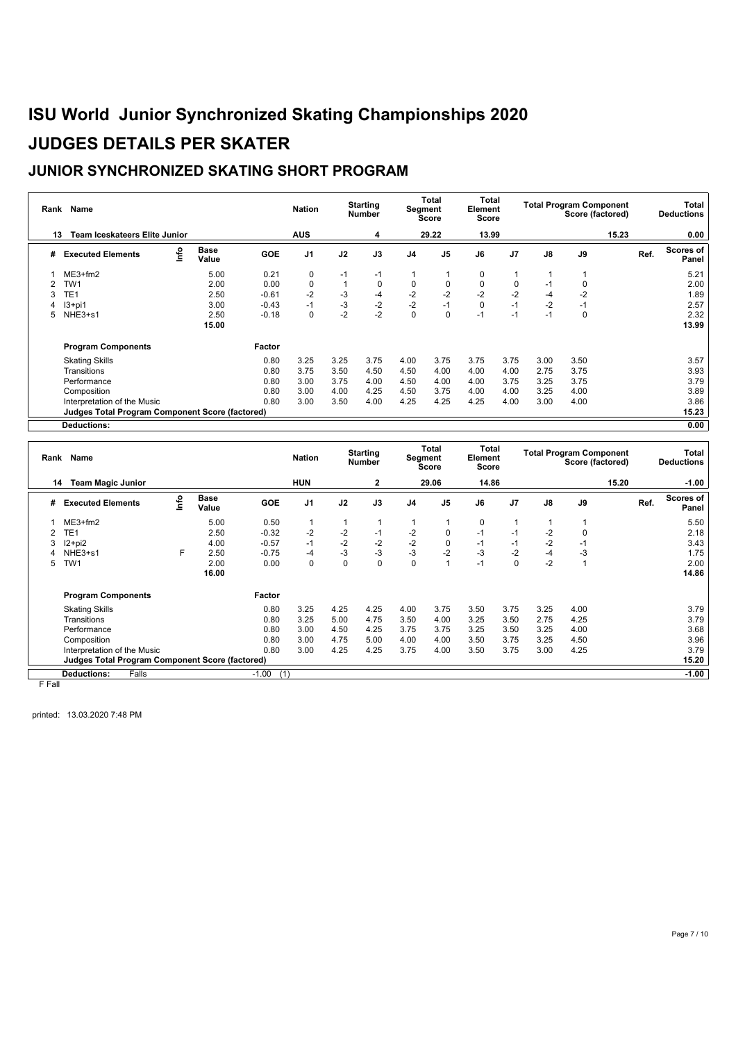# ISU World Junior Synchronized Skating Championships 2020

# JUDGES DETAILS PER SKATER

## JUNIOR SYNCHRONIZED SKATING SHORT PROGRAM

| Rank | Name | Nation | Starting Number | Total Segment Score | Total Element Score | Total Program Component Score (factored) | Total Deductions |
|---|---|---|---|---|---|---|---|
| 13 | Team Iceskateers Elite Junior | AUS | 4 | 29.22 | 13.99 | 15.23 | 0.00 |

| # | Executed Elements | Info | Base Value | GOE | J1 | J2 | J3 | J4 | J5 | J6 | J7 | J8 | J9 | Ref. | Scores of Panel |
|---|---|---|---|---|---|---|---|---|---|---|---|---|---|---|---|
| 1 | ME3+fm2 | | 5.00 | 0.21 | 0 | -1 | -1 | 1 | 1 | 0 | 1 | 1 | 1 | | 5.21 |
| 2 | TW1 | | 2.00 | 0.00 | 0 | 1 | 0 | 0 | 0 | 0 | 0 | -1 | 0 | | 2.00 |
| 3 | TE1 | | 2.50 | -0.61 | -2 | -3 | -4 | -2 | -2 | -2 | -2 | -4 | -2 | | 1.89 |
| 4 | I3+pi1 | | 3.00 | -0.43 | -1 | -3 | -2 | -2 | -1 | 0 | -1 | -2 | -1 | | 2.57 |
| 5 | NHE3+s1 | | 2.50 | -0.18 | 0 | -2 | -2 | 0 | 0 | -1 | -1 | -1 | 0 | | 2.32 |
| | | | 15.00 | | | | | | | | | | | | 13.99 |

| Program Components | Factor | J1 | J2 | J3 | J4 | J5 | J6 | J7 | J8 | J9 | Scores of Panel |
|---|---|---|---|---|---|---|---|---|---|---|---|
| Skating Skills | 0.80 | 3.25 | 3.25 | 3.75 | 4.00 | 3.75 | 3.75 | 3.75 | 3.00 | 3.50 | 3.57 |
| Transitions | 0.80 | 3.75 | 3.50 | 4.50 | 4.50 | 4.00 | 4.00 | 4.00 | 2.75 | 3.75 | 3.93 |
| Performance | 0.80 | 3.00 | 3.75 | 4.00 | 4.50 | 4.00 | 4.00 | 3.75 | 3.25 | 3.75 | 3.79 |
| Composition | 0.80 | 3.00 | 4.00 | 4.25 | 4.50 | 3.75 | 4.00 | 4.00 | 3.25 | 4.00 | 3.89 |
| Interpretation of the Music | 0.80 | 3.00 | 3.50 | 4.00 | 4.25 | 4.25 | 4.25 | 4.00 | 3.00 | 4.00 | 3.86 |
| Judges Total Program Component Score (factored) | | | | | | | | | | | 15.23 |
| Deductions: | | | | | | | | | | | 0.00 |

| Rank | Name | Nation | Starting Number | Total Segment Score | Total Element Score | Total Program Component Score (factored) | Total Deductions |
|---|---|---|---|---|---|---|---|
| 14 | Team Magic Junior | HUN | 2 | 29.06 | 14.86 | 15.20 | -1.00 |

| # | Executed Elements | Info | Base Value | GOE | J1 | J2 | J3 | J4 | J5 | J6 | J7 | J8 | J9 | Ref. | Scores of Panel |
|---|---|---|---|---|---|---|---|---|---|---|---|---|---|---|---|
| 1 | ME3+fm2 | | 5.00 | 0.50 | 1 | 1 | 1 | 1 | 1 | 0 | 1 | 1 | 1 | | 5.50 |
| 2 | TE1 | | 2.50 | -0.32 | -2 | -2 | -1 | -2 | 0 | -1 | -1 | -2 | 0 | | 2.18 |
| 3 | I2+pi2 | | 4.00 | -0.57 | -1 | -2 | -2 | -2 | 0 | -1 | -1 | -2 | -1 | | 3.43 |
| 4 | NHE3+s1 | F | 2.50 | -0.75 | -4 | -3 | -3 | -3 | -2 | -3 | -2 | -4 | -3 | | 1.75 |
| 5 | TW1 | | 2.00 | 0.00 | 0 | 0 | 0 | 0 | 1 | -1 | 0 | -2 | 1 | | 2.00 |
| | | | 16.00 | | | | | | | | | | | | 14.86 |

| Program Components | Factor | J1 | J2 | J3 | J4 | J5 | J6 | J7 | J8 | J9 | Scores of Panel |
|---|---|---|---|---|---|---|---|---|---|---|---|
| Skating Skills | 0.80 | 3.25 | 4.25 | 4.25 | 4.00 | 3.75 | 3.50 | 3.75 | 3.25 | 4.00 | 3.79 |
| Transitions | 0.80 | 3.25 | 5.00 | 4.75 | 3.50 | 4.00 | 3.25 | 3.50 | 2.75 | 4.25 | 3.79 |
| Performance | 0.80 | 3.00 | 4.50 | 4.25 | 3.75 | 3.75 | 3.25 | 3.50 | 3.25 | 4.00 | 3.68 |
| Composition | 0.80 | 3.00 | 4.75 | 5.00 | 4.00 | 4.00 | 3.50 | 3.75 | 3.25 | 4.50 | 3.96 |
| Interpretation of the Music | 0.80 | 3.00 | 4.25 | 4.25 | 3.75 | 4.00 | 3.50 | 3.75 | 3.00 | 4.25 | 3.79 |
| Judges Total Program Component Score (factored) | | | | | | | | | | | 15.20 |
| Deductions: Falls | -1.00 (1) | | | | | | | | | | -1.00 |

F Fall

printed: 13.03.2020 7:48 PM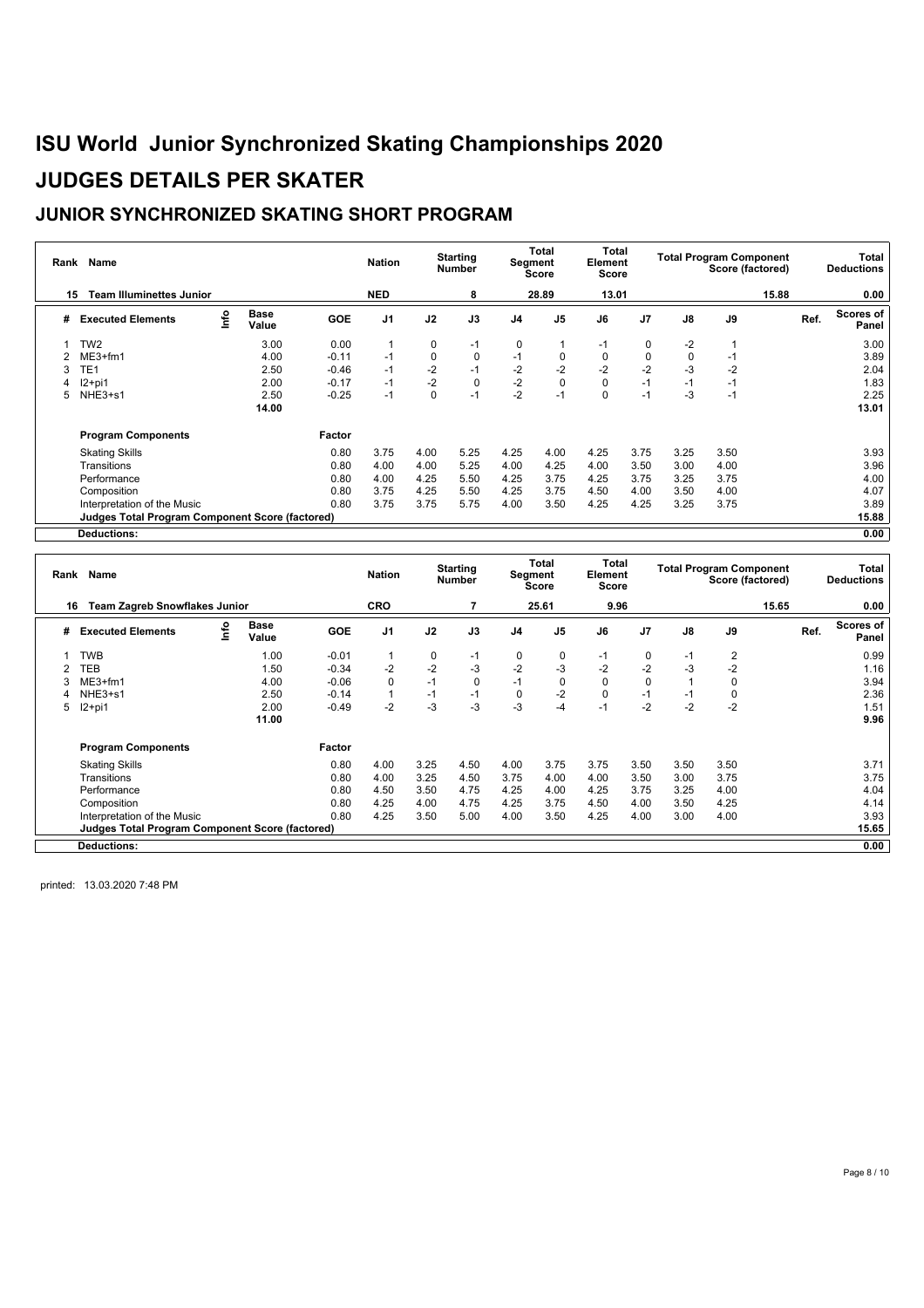# ISU World Junior Synchronized Skating Championships 2020

## JUDGES DETAILS PER SKATER

### JUNIOR SYNCHRONIZED SKATING SHORT PROGRAM

| Rank | Name | Nation | Starting Number | Total Segment Score | Total Element Score | Total Program Component Score (factored) | Total Deductions |
|---|---|---|---|---|---|---|---|
| 15 | Team Illuminettes Junior | NED | 8 | 28.89 | 13.01 | 15.88 | 0.00 |

| # | Executed Elements | Info | Base Value | GOE | J1 | J2 | J3 | J4 | J5 | J6 | J7 | J8 | J9 | Ref. | Scores of Panel |
|---|---|---|---|---|---|---|---|---|---|---|---|---|---|---|---|
| 1 | TW2 | | 3.00 | 0.00 | 1 | 0 | -1 | 0 | 1 | -1 | 0 | -2 | 1 | | 3.00 |
| 2 | ME3+fm1 | | 4.00 | -0.11 | -1 | 0 | 0 | -1 | 0 | 0 | 0 | 0 | -1 | | 3.89 |
| 3 | TE1 | | 2.50 | -0.46 | -1 | -2 | -1 | -2 | -2 | -2 | -2 | -3 | -2 | | 2.04 |
| 4 | I2+pi1 | | 2.00 | -0.17 | -1 | -2 | 0 | -2 | 0 | 0 | -1 | -1 | -1 | | 1.83 |
| 5 | NHE3+s1 | | 2.50 | -0.25 | -1 | 0 | -1 | -2 | -1 | 0 | -1 | -3 | -1 | | 2.25 |
| | | | 14.00 | | | | | | | | | | | | 13.01 |

| Program Components | Factor | J1 | J2 | J3 | J4 | J5 | J6 | J7 | J8 | J9 | Scores of Panel |
|---|---|---|---|---|---|---|---|---|---|---|---|
| Skating Skills | 0.80 | 3.75 | 4.00 | 5.25 | 4.25 | 4.00 | 4.25 | 3.75 | 3.25 | 3.50 | 3.93 |
| Transitions | 0.80 | 4.00 | 4.00 | 5.25 | 4.00 | 4.25 | 4.00 | 3.50 | 3.00 | 4.00 | 3.96 |
| Performance | 0.80 | 4.00 | 4.25 | 5.50 | 4.25 | 3.75 | 4.25 | 3.75 | 3.25 | 3.75 | 4.00 |
| Composition | 0.80 | 3.75 | 4.25 | 5.50 | 4.25 | 3.75 | 4.50 | 4.00 | 3.50 | 4.00 | 4.07 |
| Interpretation of the Music | 0.80 | 3.75 | 3.75 | 5.75 | 4.00 | 3.50 | 4.25 | 4.25 | 3.25 | 3.75 | 3.89 |
| **Judges Total Program Component Score (factored)** | | | | | | | | | | | 15.88 |
| **Deductions:** | | | | | | | | | | | 0.00 |

| Rank | Name | Nation | Starting Number | Total Segment Score | Total Element Score | Total Program Component Score (factored) | Total Deductions |
|---|---|---|---|---|---|---|---|
| 16 | Team Zagreb Snowflakes Junior | CRO | 7 | 25.61 | 9.96 | 15.65 | 0.00 |

| # | Executed Elements | Info | Base Value | GOE | J1 | J2 | J3 | J4 | J5 | J6 | J7 | J8 | J9 | Ref. | Scores of Panel |
|---|---|---|---|---|---|---|---|---|---|---|---|---|---|---|---|
| 1 | TWB | | 1.00 | -0.01 | 1 | 0 | -1 | 0 | 0 | -1 | 0 | -1 | 2 | | 0.99 |
| 2 | TEB | | 1.50 | -0.34 | -2 | -2 | -3 | -2 | -3 | -2 | -2 | -3 | -2 | | 1.16 |
| 3 | ME3+fm1 | | 4.00 | -0.06 | 0 | -1 | 0 | -1 | 0 | 0 | 0 | 1 | 0 | | 3.94 |
| 4 | NHE3+s1 | | 2.50 | -0.14 | 1 | -1 | -1 | 0 | -2 | 0 | -1 | -1 | 0 | | 2.36 |
| 5 | I2+pi1 | | 2.00 | -0.49 | -2 | -3 | -3 | -3 | -4 | -1 | -2 | -2 | -2 | | 1.51 |
| | | | 11.00 | | | | | | | | | | | | 9.96 |

| Program Components | Factor | J1 | J2 | J3 | J4 | J5 | J6 | J7 | J8 | J9 | Scores of Panel |
|---|---|---|---|---|---|---|---|---|---|---|---|
| Skating Skills | 0.80 | 4.00 | 3.25 | 4.50 | 4.00 | 3.75 | 3.75 | 3.50 | 3.50 | 3.50 | 3.71 |
| Transitions | 0.80 | 4.00 | 3.25 | 4.50 | 3.75 | 4.00 | 4.00 | 3.50 | 3.00 | 3.75 | 3.75 |
| Performance | 0.80 | 4.50 | 3.50 | 4.75 | 4.25 | 4.00 | 4.25 | 3.75 | 3.25 | 4.00 | 4.04 |
| Composition | 0.80 | 4.25 | 4.00 | 4.75 | 4.25 | 3.75 | 4.50 | 4.00 | 3.50 | 4.25 | 4.14 |
| Interpretation of the Music | 0.80 | 4.25 | 3.50 | 5.00 | 4.00 | 3.50 | 4.25 | 4.00 | 3.00 | 4.00 | 3.93 |
| **Judges Total Program Component Score (factored)** | | | | | | | | | | | 15.65 |
| **Deductions:** | | | | | | | | | | | 0.00 |

printed: 13.03.2020 7:48 PM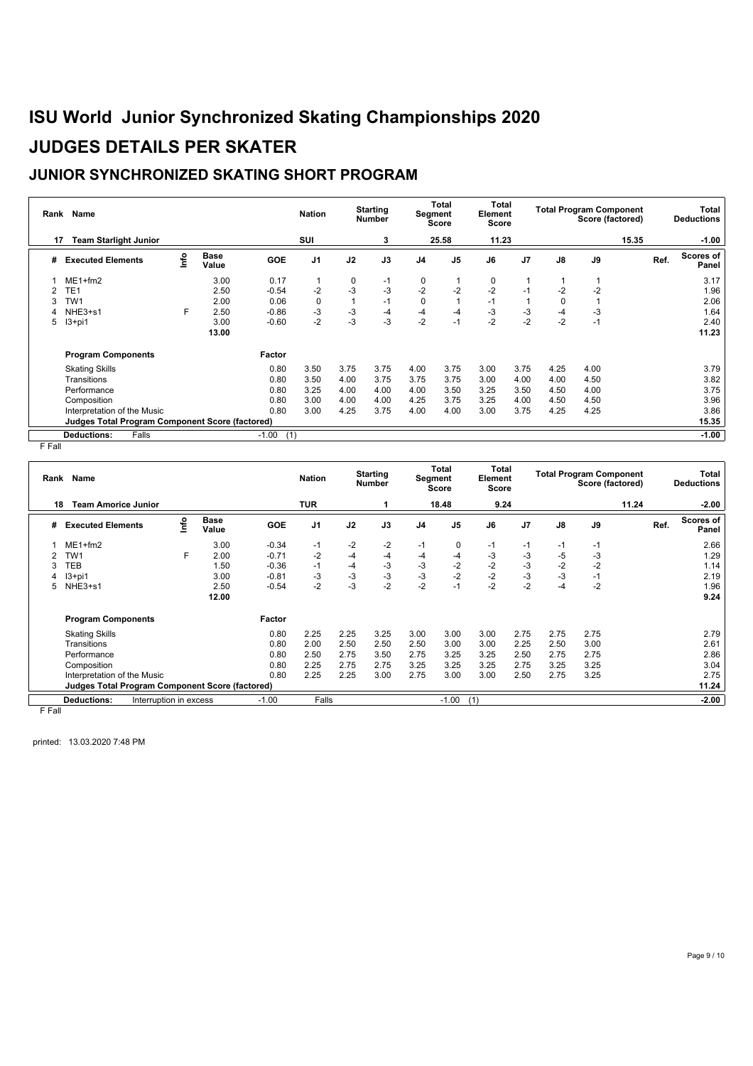# ISU World Junior Synchronized Skating Championships 2020

# JUDGES DETAILS PER SKATER

## JUNIOR SYNCHRONIZED SKATING SHORT PROGRAM

| Rank | Name | Nation | Starting Number | Total Segment Score | Total Element Score | Total Program Component Score (factored) | Total Deductions |
|---|---|---|---|---|---|---|---|
| 17 | Team Starlight Junior | SUI | 3 | 25.58 | 11.23 | 15.35 | -1.00 |

| # | Executed Elements | Info | Base Value | GOE | J1 | J2 | J3 | J4 | J5 | J6 | J7 | J8 | J9 | Ref. | Scores of Panel |
|---|---|---|---|---|---|---|---|---|---|---|---|---|---|---|---|
| 1 | ME1+fm2 | | 3.00 | 0.17 | 1 | 0 | -1 | 0 | 1 | 0 | 1 | 1 | 1 | | 3.17 |
| 2 | TE1 | | 2.50 | -0.54 | -2 | -3 | -3 | -2 | -2 | -2 | -1 | -2 | -2 | | 1.96 |
| 3 | TW1 | | 2.00 | 0.06 | 0 | 1 | -1 | 0 | 1 | -1 | 1 | 0 | 1 | | 2.06 |
| 4 | NHE3+s1 | F | 2.50 | -0.86 | -3 | -3 | -4 | -4 | -4 | -3 | -3 | -4 | -3 | | 1.64 |
| 5 | I3+pi1 | | 3.00 | -0.60 | -2 | -3 | -3 | -2 | -1 | -2 | -2 | -2 | -1 | | 2.40 |
| | | | 13.00 | | | | | | | | | | | | 11.23 |

| Program Components | Factor | J1 | J2 | J3 | J4 | J5 | J6 | J7 | J8 | J9 | Scores of Panel |
|---|---|---|---|---|---|---|---|---|---|---|---|
| Skating Skills | 0.80 | 3.50 | 3.75 | 3.75 | 4.00 | 3.75 | 3.00 | 3.75 | 4.25 | 4.00 | 3.79 |
| Transitions | 0.80 | 3.50 | 4.00 | 3.75 | 3.75 | 3.75 | 3.00 | 4.00 | 4.00 | 4.50 | 3.82 |
| Performance | 0.80 | 3.25 | 4.00 | 4.00 | 4.00 | 3.50 | 3.25 | 3.50 | 4.50 | 4.00 | 3.75 |
| Composition | 0.80 | 3.00 | 4.00 | 4.00 | 4.25 | 3.75 | 3.25 | 4.00 | 4.50 | 4.50 | 3.96 |
| Interpretation of the Music | 0.80 | 3.00 | 4.25 | 3.75 | 4.00 | 4.00 | 3.00 | 3.75 | 4.25 | 4.25 | 3.86 |
| **Judges Total Program Component Score (factored)** | | | | | | | | | | | **15.35** |

**Deductions:** Falls -1.00 (1) — **-1.00**

F Fall

| Rank | Name | Nation | Starting Number | Total Segment Score | Total Element Score | Total Program Component Score (factored) | Total Deductions |
|---|---|---|---|---|---|---|---|
| 18 | Team Amorice Junior | TUR | 1 | 18.48 | 9.24 | 11.24 | -2.00 |

| # | Executed Elements | Info | Base Value | GOE | J1 | J2 | J3 | J4 | J5 | J6 | J7 | J8 | J9 | Ref. | Scores of Panel |
|---|---|---|---|---|---|---|---|---|---|---|---|---|---|---|---|
| 1 | ME1+fm2 | | 3.00 | -0.34 | -1 | -2 | -2 | -1 | 0 | -1 | -1 | -1 | -1 | | 2.66 |
| 2 | TW1 | F | 2.00 | -0.71 | -2 | -4 | -4 | -4 | -4 | -3 | -3 | -5 | -3 | | 1.29 |
| 3 | TEB | | 1.50 | -0.36 | -1 | -4 | -3 | -3 | -2 | -2 | -3 | -2 | -2 | | 1.14 |
| 4 | I3+pi1 | | 3.00 | -0.81 | -3 | -3 | -3 | -3 | -2 | -2 | -3 | -3 | -1 | | 2.19 |
| 5 | NHE3+s1 | | 2.50 | -0.54 | -2 | -3 | -2 | -2 | -1 | -2 | -2 | -4 | -2 | | 1.96 |
| | | | 12.00 | | | | | | | | | | | | 9.24 |

| Program Components | Factor | J1 | J2 | J3 | J4 | J5 | J6 | J7 | J8 | J9 | Scores of Panel |
|---|---|---|---|---|---|---|---|---|---|---|---|
| Skating Skills | 0.80 | 2.25 | 2.25 | 3.25 | 3.00 | 3.00 | 3.00 | 2.75 | 2.75 | 2.75 | 2.79 |
| Transitions | 0.80 | 2.00 | 2.50 | 2.50 | 2.50 | 3.00 | 3.00 | 2.25 | 2.50 | 3.00 | 2.61 |
| Performance | 0.80 | 2.50 | 2.75 | 3.50 | 2.75 | 3.25 | 3.25 | 2.50 | 2.75 | 2.75 | 2.86 |
| Composition | 0.80 | 2.25 | 2.75 | 2.75 | 3.25 | 3.25 | 3.25 | 2.75 | 3.25 | 3.25 | 3.04 |
| Interpretation of the Music | 0.80 | 2.25 | 2.25 | 3.00 | 2.75 | 3.00 | 3.00 | 2.50 | 2.75 | 3.25 | 2.75 |
| **Judges Total Program Component Score (factored)** | | | | | | | | | | | **11.24** |

**Deductions:** Interruption in excess -1.00 Falls -1.00 (1) — **-2.00**

F Fall

printed: 13.03.2020 7:48 PM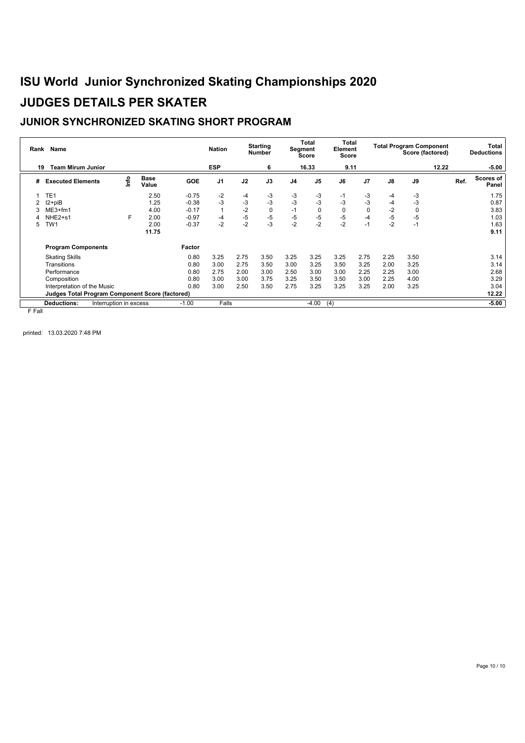# ISU World Junior Synchronized Skating Championships 2020

# JUDGES DETAILS PER SKATER

## JUNIOR SYNCHRONIZED SKATING SHORT PROGRAM

| Rank | Name | Nation | Starting Number | Total Segment Score | Total Element Score | Total Program Component Score (factored) | Total Deductions |
|---|---|---|---|---|---|---|---|
| 19 | Team Mirum Junior | ESP | 6 | 16.33 | 9.11 | 12.22 | -5.00 |

| # | Executed Elements | Info | Base Value | GOE | J1 | J2 | J3 | J4 | J5 | J6 | J7 | J8 | J9 | Ref. | Scores of Panel |
|---|---|---|---|---|---|---|---|---|---|---|---|---|---|---|---|
| 1 | TE1 | | 2.50 | -0.75 | -2 | -4 | -3 | -3 | -3 | -1 | -3 | -4 | -3 | | 1.75 |
| 2 | I2+piB | | 1.25 | -0.38 | -3 | -3 | -3 | -3 | -3 | -3 | -3 | -4 | -3 | | 0.87 |
| 3 | ME3+fm1 | | 4.00 | -0.17 | 1 | -2 | 0 | -1 | 0 | 0 | 0 | -2 | 0 | | 3.83 |
| 4 | NHE2+s1 | F | 2.00 | -0.97 | -4 | -5 | -5 | -5 | -5 | -5 | -4 | -5 | -5 | | 1.03 |
| 5 | TW1 | | 2.00 | -0.37 | -2 | -2 | -3 | -2 | -2 | -2 | -1 | -2 | -1 | | 1.63 |
| | | | 11.75 | | | | | | | | | | | | 9.11 |

| Program Components | Factor | J1 | J2 | J3 | J4 | J5 | J6 | J7 | J8 | J9 | Scores of Panel |
|---|---|---|---|---|---|---|---|---|---|---|---|
| Skating Skills | 0.80 | 3.25 | 2.75 | 3.50 | 3.25 | 3.25 | 3.25 | 2.75 | 2.25 | 3.50 | 3.14 |
| Transitions | 0.80 | 3.00 | 2.75 | 3.50 | 3.00 | 3.25 | 3.50 | 3.25 | 2.00 | 3.25 | 3.14 |
| Performance | 0.80 | 2.75 | 2.00 | 3.00 | 2.50 | 3.00 | 3.00 | 2.25 | 2.25 | 3.00 | 2.68 |
| Composition | 0.80 | 3.00 | 3.00 | 3.75 | 3.25 | 3.50 | 3.50 | 3.00 | 2.25 | 4.00 | 3.29 |
| Interpretation of the Music | 0.80 | 3.00 | 2.50 | 3.50 | 2.75 | 3.25 | 3.25 | 3.25 | 2.00 | 3.25 | 3.04 |
| **Judges Total Program Component Score (factored)** | | | | | | | | | | | **12.22** |

| Deductions: | | | | |
|---|---|---|---|---|
| Interruption in excess | -1.00 | Falls | -4.00 (4) | -5.00 |

F Fall

printed: 13.03.2020 7:48 PM